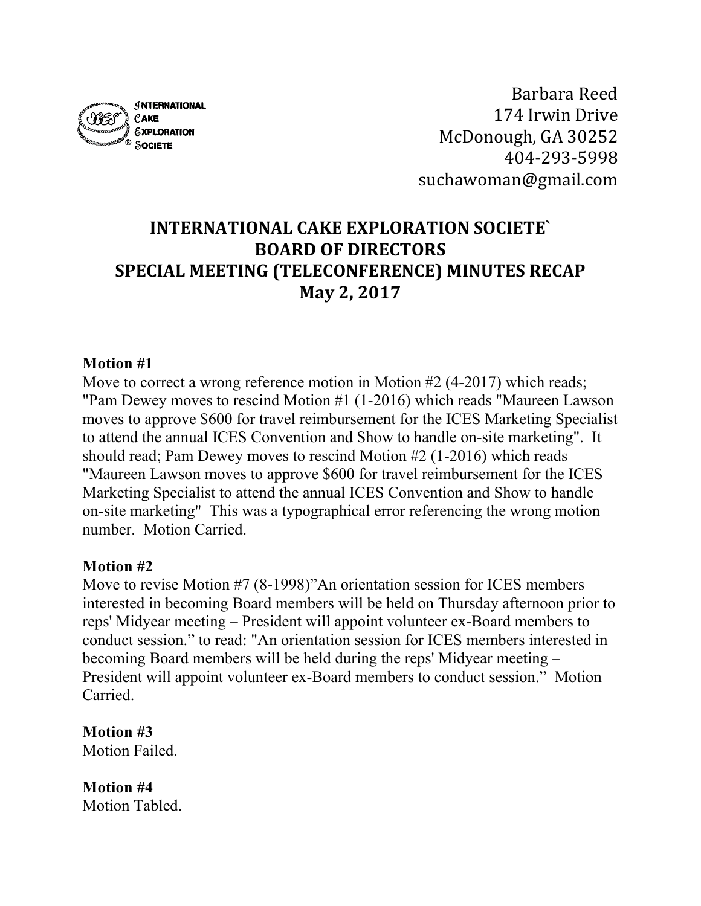INTERNATIONAL CAKE EXPLORATION SOCIETE

Barbara Reed
174 Irwin Drive
McDonough, GA 30252
404-293-5998
suchawoman@gmail.com

# INTERNATIONAL CAKE EXPLORATION SOCIETE`
# BOARD OF DIRECTORS
# SPECIAL MEETING (TELECONFERENCE) MINUTES RECAP
# May 2, 2017

**Motion #1**
Move to correct a wrong reference motion in Motion #2 (4-2017) which reads; "Pam Dewey moves to rescind Motion #1 (1-2016) which reads "Maureen Lawson moves to approve $600 for travel reimbursement for the ICES Marketing Specialist to attend the annual ICES Convention and Show to handle on-site marketing". It should read; Pam Dewey moves to rescind Motion #2 (1-2016) which reads "Maureen Lawson moves to approve $600 for travel reimbursement for the ICES Marketing Specialist to attend the annual ICES Convention and Show to handle on-site marketing" This was a typographical error referencing the wrong motion number. Motion Carried.

**Motion #2**
Move to revise Motion #7 (8-1998)"An orientation session for ICES members interested in becoming Board members will be held on Thursday afternoon prior to reps' Midyear meeting – President will appoint volunteer ex-Board members to conduct session." to read: "An orientation session for ICES members interested in becoming Board members will be held during the reps' Midyear meeting – President will appoint volunteer ex-Board members to conduct session." Motion Carried.

**Motion #3**
Motion Failed.

**Motion #4**
Motion Tabled.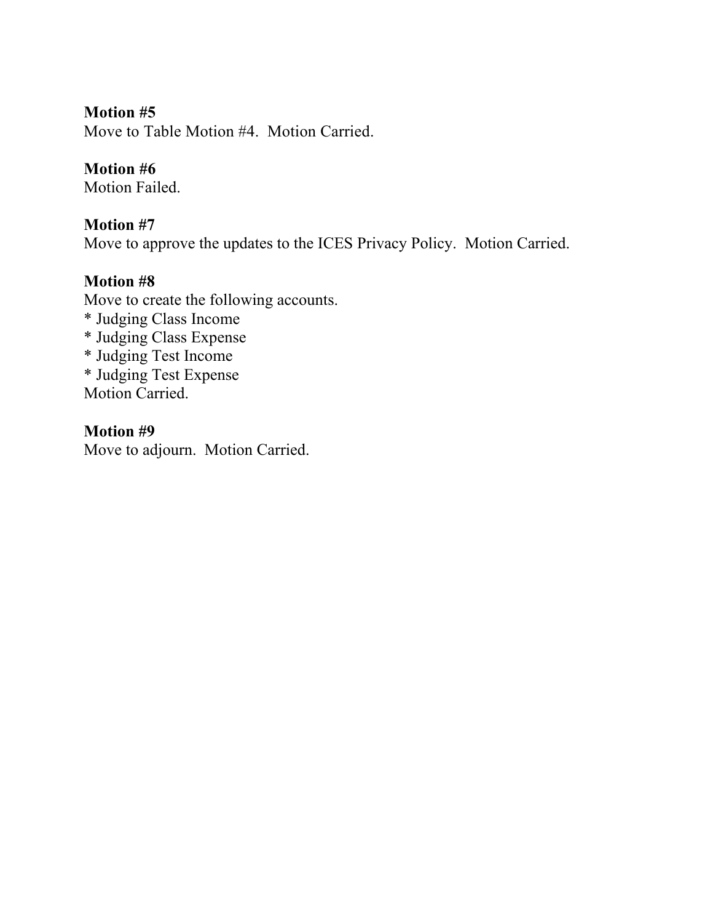**Motion #5**
Move to Table Motion #4.  Motion Carried.

**Motion #6**
Motion Failed.

**Motion #7**
Move to approve the updates to the ICES Privacy Policy.  Motion Carried.

**Motion #8**
Move to create the following accounts.
* Judging Class Income
* Judging Class Expense
* Judging Test Income
* Judging Test Expense
Motion Carried.

**Motion #9**
Move to adjourn.  Motion Carried.